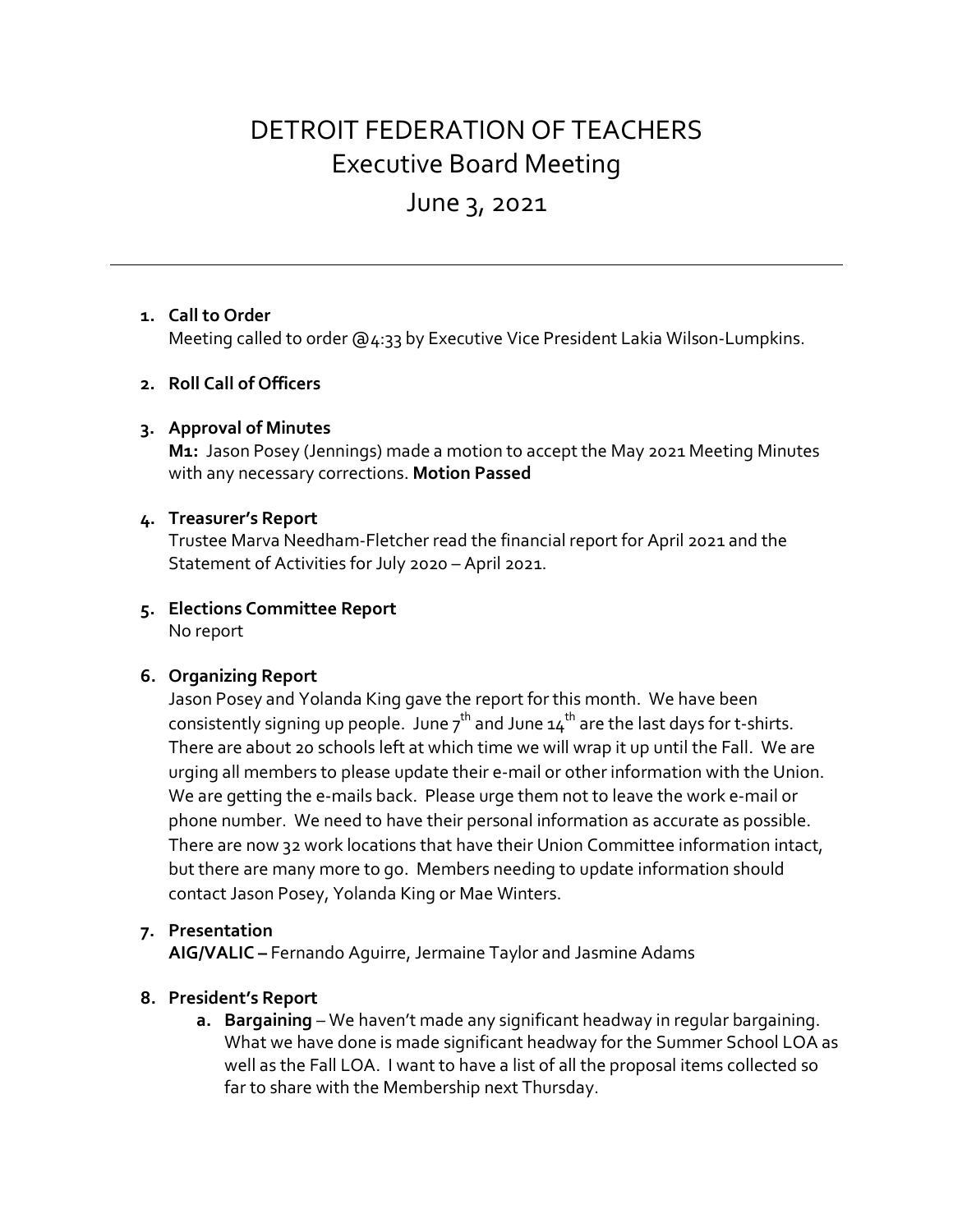# DETROIT FEDERATION OF TEACHERS
## Executive Board Meeting
## June 3, 2021

---

1. **Call to Order**
   Meeting called to order @4:33 by Executive Vice President Lakia Wilson-Lumpkins.

2. **Roll Call of Officers**

3. **Approval of Minutes**
   **M1:** Jason Posey (Jennings) made a motion to accept the May 2021 Meeting Minutes with any necessary corrections. **Motion Passed**

4. **Treasurer's Report**
   Trustee Marva Needham-Fletcher read the financial report for April 2021 and the Statement of Activities for July 2020 – April 2021.

5. **Elections Committee Report**
   No report

6. **Organizing Report**
   Jason Posey and Yolanda King gave the report for this month. We have been consistently signing up people. June 7th and June 14th are the last days for t-shirts. There are about 20 schools left at which time we will wrap it up until the Fall. We are urging all members to please update their e-mail or other information with the Union. We are getting the e-mails back. Please urge them not to leave the work e-mail or phone number. We need to have their personal information as accurate as possible. There are now 32 work locations that have their Union Committee information intact, but there are many more to go. Members needing to update information should contact Jason Posey, Yolanda King or Mae Winters.

7. **Presentation**
   **AIG/VALIC –** Fernando Aguirre, Jermaine Taylor and Jasmine Adams

8. **President's Report**
   a. **Bargaining** – We haven't made any significant headway in regular bargaining. What we have done is made significant headway for the Summer School LOA as well as the Fall LOA. I want to have a list of all the proposal items collected so far to share with the Membership next Thursday.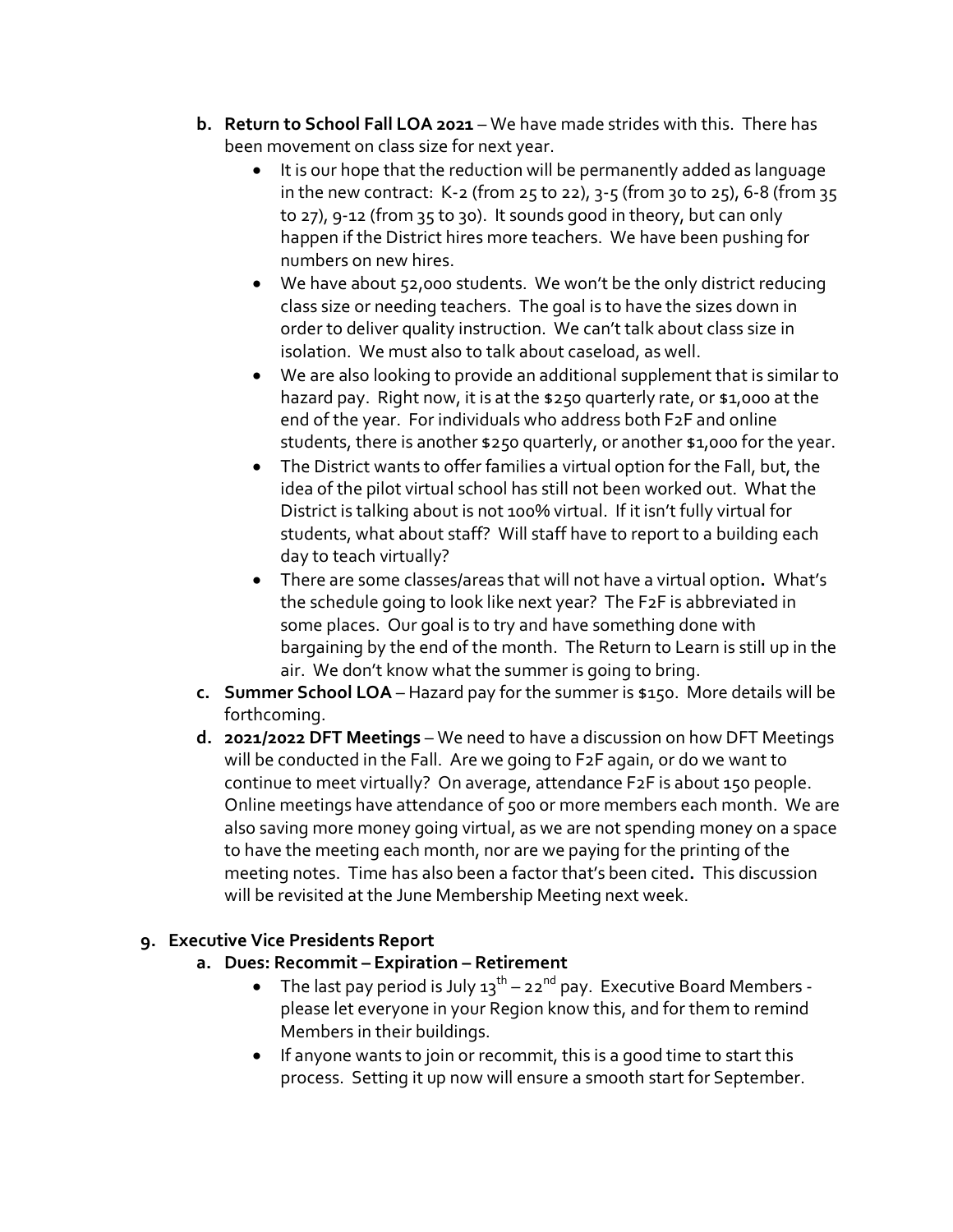b. **Return to School Fall LOA 2021** – We have made strides with this. There has been movement on class size for next year.
   - It is our hope that the reduction will be permanently added as language in the new contract: K-2 (from 25 to 22), 3-5 (from 30 to 25), 6-8 (from 35 to 27), 9-12 (from 35 to 30). It sounds good in theory, but can only happen if the District hires more teachers. We have been pushing for numbers on new hires.
   - We have about 52,000 students. We won't be the only district reducing class size or needing teachers. The goal is to have the sizes down in order to deliver quality instruction. We can't talk about class size in isolation. We must also to talk about caseload, as well.
   - We are also looking to provide an additional supplement that is similar to hazard pay. Right now, it is at the $250 quarterly rate, or $1,000 at the end of the year. For individuals who address both F2F and online students, there is another $250 quarterly, or another $1,000 for the year.
   - The District wants to offer families a virtual option for the Fall, but, the idea of the pilot virtual school has still not been worked out. What the District is talking about is not 100% virtual. If it isn't fully virtual for students, what about staff? Will staff have to report to a building each day to teach virtually?
   - There are some classes/areas that will not have a virtual option**.** What's the schedule going to look like next year? The F2F is abbreviated in some places. Our goal is to try and have something done with bargaining by the end of the month. The Return to Learn is still up in the air. We don't know what the summer is going to bring.

c. **Summer School LOA** – Hazard pay for the summer is $150. More details will be forthcoming.

d. **2021/2022 DFT Meetings** – We need to have a discussion on how DFT Meetings will be conducted in the Fall. Are we going to F2F again, or do we want to continue to meet virtually? On average, attendance F2F is about 150 people. Online meetings have attendance of 500 or more members each month. We are also saving more money going virtual, as we are not spending money on a space to have the meeting each month, nor are we paying for the printing of the meeting notes. Time has also been a factor that's been cited**.** This discussion will be revisited at the June Membership Meeting next week.

## 9. Executive Vice Presidents Report

a. **Dues: Recommit – Expiration – Retirement**
   - The last pay period is July 13th – 22nd pay. Executive Board Members - please let everyone in your Region know this, and for them to remind Members in their buildings.
   - If anyone wants to join or recommit, this is a good time to start this process. Setting it up now will ensure a smooth start for September.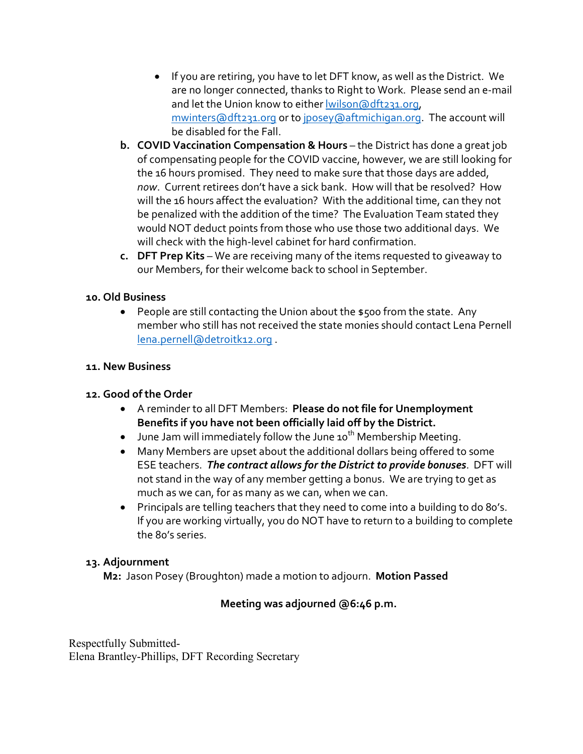- If you are retiring, you have to let DFT know, as well as the District. We are no longer connected, thanks to Right to Work. Please send an e-mail and let the Union know to either lwilson@dft231.org, mwinters@dft231.org or to jposey@aftmichigan.org. The account will be disabled for the Fall.

**b. COVID Vaccination Compensation & Hours** – the District has done a great job of compensating people for the COVID vaccine, however, we are still looking for the 16 hours promised. They need to make sure that those days are added, *now*. Current retirees don't have a sick bank. How will that be resolved? How will the 16 hours affect the evaluation? With the additional time, can they not be penalized with the addition of the time? The Evaluation Team stated they would NOT deduct points from those who use those two additional days. We will check with the high-level cabinet for hard confirmation.

**c. DFT Prep Kits** – We are receiving many of the items requested to giveaway to our Members, for their welcome back to school in September.

## 10. Old Business

- People are still contacting the Union about the $500 from the state. Any member who still has not received the state monies should contact Lena Pernell lena.pernell@detroitk12.org .

## 11. New Business

## 12. Good of the Order

- A reminder to all DFT Members: **Please do not file for Unemployment Benefits if you have not been officially laid off by the District.**
- June Jam will immediately follow the June 10th Membership Meeting.
- Many Members are upset about the additional dollars being offered to some ESE teachers. ***The contract allows for the District to provide bonuses***. DFT will not stand in the way of any member getting a bonus. We are trying to get as much as we can, for as many as we can, when we can.
- Principals are telling teachers that they need to come into a building to do 80's. If you are working virtually, you do NOT have to return to a building to complete the 80's series.

## 13. Adjournment

**M2:** Jason Posey (Broughton) made a motion to adjourn. **Motion Passed**

**Meeting was adjourned @6:46 p.m.**

Respectfully Submitted-
Elena Brantley-Phillips, DFT Recording Secretary